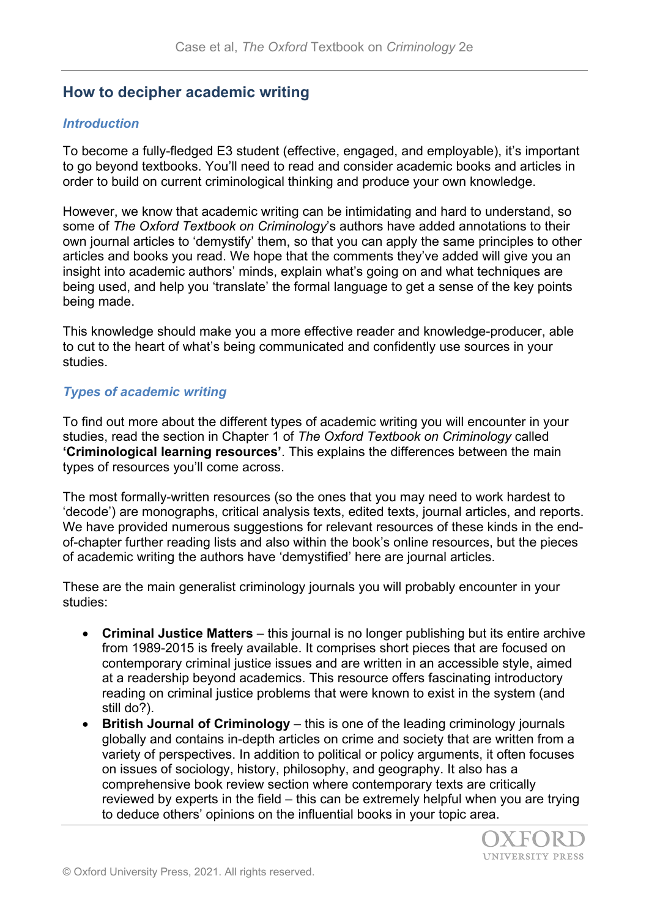## How to decipher academic writing

### *Introduction*

To become a fully-fledged E3 student (effective, engaged, and employable), it's important to go beyond textbooks. You'll need to read and consider academic books and articles in order to build on current criminological thinking and produce your own knowledge.

However, we know that academic writing can be intimidating and hard to understand, so some of *The Oxford Textbook on Criminology*'s authors have added annotations to their own journal articles to 'demystify' them, so that you can apply the same principles to other articles and books you read. We hope that the comments they've added will give you an insight into academic authors' minds, explain what's going on and what techniques are being used, and help you 'translate' the formal language to get a sense of the key points being made.

This knowledge should make you a more effective reader and knowledge-producer, able to cut to the heart of what's being communicated and confidently use sources in your studies.

### *Types of academic writing*

To find out more about the different types of academic writing you will encounter in your studies, read the section in Chapter 1 of *The Oxford Textbook on Criminology* called **'Criminological learning resources'**. This explains the differences between the main types of resources you'll come across.

The most formally-written resources (so the ones that you may need to work hardest to 'decode') are monographs, critical analysis texts, edited texts, journal articles, and reports. We have provided numerous suggestions for relevant resources of these kinds in the end-of-chapter further reading lists and also within the book's online resources, but the pieces of academic writing the authors have 'demystified' here are journal articles.

These are the main generalist criminology journals you will probably encounter in your studies:

- **Criminal Justice Matters** – this journal is no longer publishing but its entire archive from 1989-2015 is freely available. It comprises short pieces that are focused on contemporary criminal justice issues and are written in an accessible style, aimed at a readership beyond academics. This resource offers fascinating introductory reading on criminal justice problems that were known to exist in the system (and still do?).
- **British Journal of Criminology** – this is one of the leading criminology journals globally and contains in-depth articles on crime and society that are written from a variety of perspectives. In addition to political or policy arguments, it often focuses on issues of sociology, history, philosophy, and geography. It also has a comprehensive book review section where contemporary texts are critically reviewed by experts in the field – this can be extremely helpful when you are trying to deduce others' opinions on the influential books in your topic area.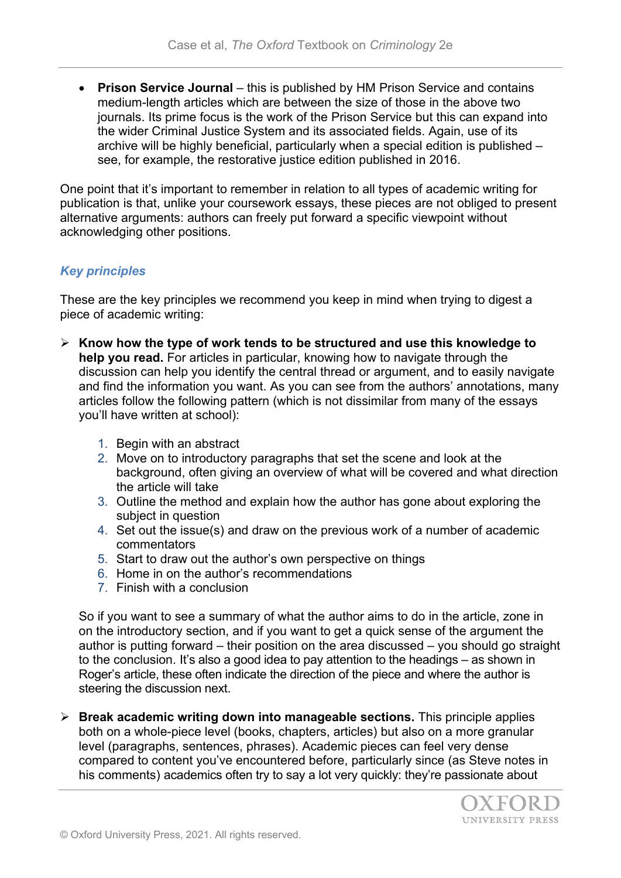- **Prison Service Journal** – this is published by HM Prison Service and contains medium-length articles which are between the size of those in the above two journals. Its prime focus is the work of the Prison Service but this can expand into the wider Criminal Justice System and its associated fields. Again, use of its archive will be highly beneficial, particularly when a special edition is published – see, for example, the restorative justice edition published in 2016.

One point that it's important to remember in relation to all types of academic writing for publication is that, unlike your coursework essays, these pieces are not obliged to present alternative arguments: authors can freely put forward a specific viewpoint without acknowledging other positions.

### *Key principles*

These are the key principles we recommend you keep in mind when trying to digest a piece of academic writing:

- **Know how the type of work tends to be structured and use this knowledge to help you read.** For articles in particular, knowing how to navigate through the discussion can help you identify the central thread or argument, and to easily navigate and find the information you want. As you can see from the authors' annotations, many articles follow the following pattern (which is not dissimilar from many of the essays you'll have written at school):

    1. Begin with an abstract
    2. Move on to introductory paragraphs that set the scene and look at the background, often giving an overview of what will be covered and what direction the article will take
    3. Outline the method and explain how the author has gone about exploring the subject in question
    4. Set out the issue(s) and draw on the previous work of a number of academic commentators
    5. Start to draw out the author's own perspective on things
    6. Home in on the author's recommendations
    7. Finish with a conclusion

    So if you want to see a summary of what the author aims to do in the article, zone in on the introductory section, and if you want to get a quick sense of the argument the author is putting forward – their position on the area discussed – you should go straight to the conclusion. It's also a good idea to pay attention to the headings – as shown in Roger's article, these often indicate the direction of the piece and where the author is steering the discussion next.

- **Break academic writing down into manageable sections.** This principle applies both on a whole-piece level (books, chapters, articles) but also on a more granular level (paragraphs, sentences, phrases). Academic pieces can feel very dense compared to content you've encountered before, particularly since (as Steve notes in his comments) academics often try to say a lot very quickly: they're passionate about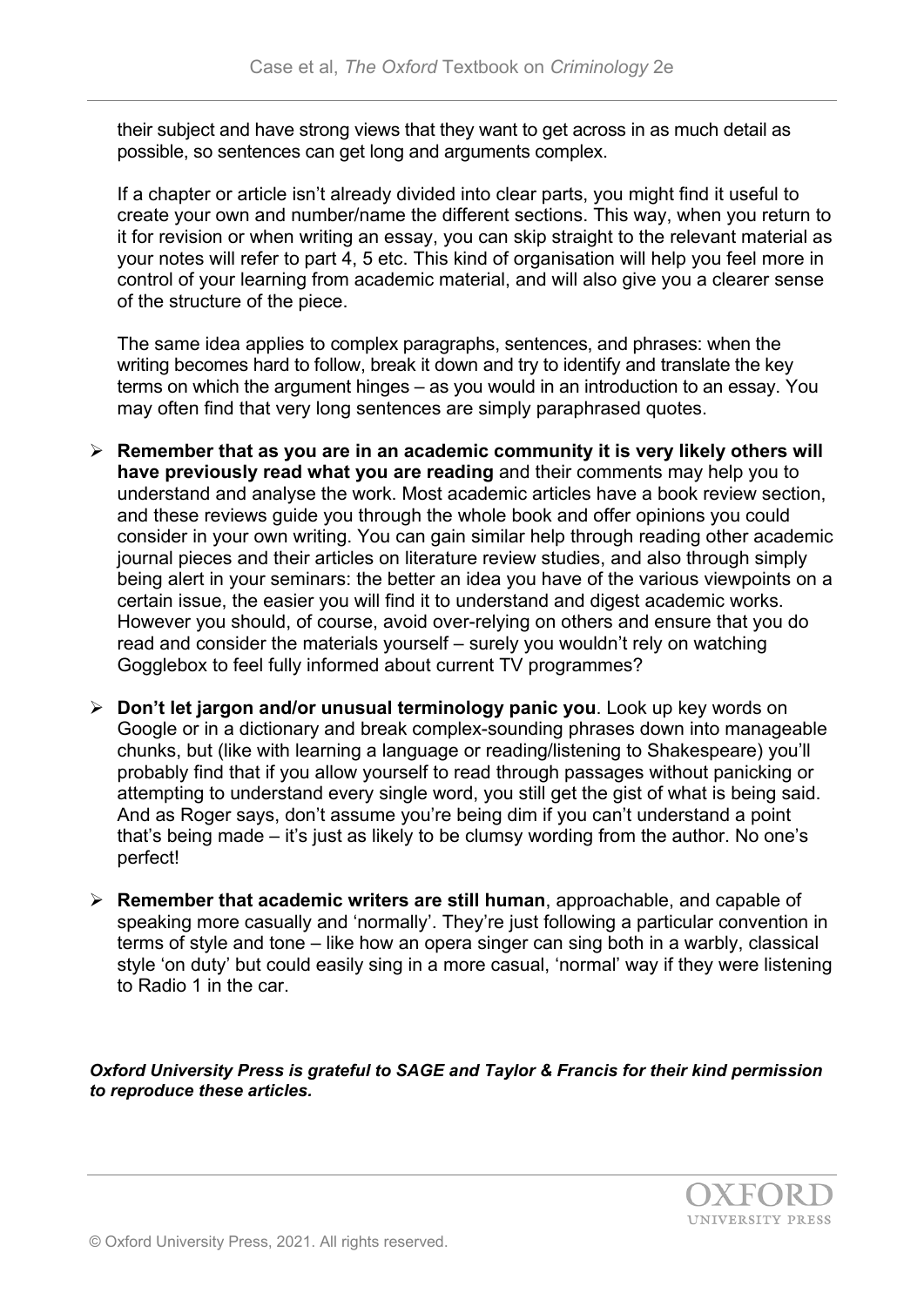their subject and have strong views that they want to get across in as much detail as possible, so sentences can get long and arguments complex.

If a chapter or article isn't already divided into clear parts, you might find it useful to create your own and number/name the different sections. This way, when you return to it for revision or when writing an essay, you can skip straight to the relevant material as your notes will refer to part 4, 5 etc. This kind of organisation will help you feel more in control of your learning from academic material, and will also give you a clearer sense of the structure of the piece.

The same idea applies to complex paragraphs, sentences, and phrases: when the writing becomes hard to follow, break it down and try to identify and translate the key terms on which the argument hinges – as you would in an introduction to an essay. You may often find that very long sentences are simply paraphrased quotes.

- **Remember that as you are in an academic community it is very likely others will have previously read what you are reading** and their comments may help you to understand and analyse the work. Most academic articles have a book review section, and these reviews guide you through the whole book and offer opinions you could consider in your own writing. You can gain similar help through reading other academic journal pieces and their articles on literature review studies, and also through simply being alert in your seminars: the better an idea you have of the various viewpoints on a certain issue, the easier you will find it to understand and digest academic works. However you should, of course, avoid over-relying on others and ensure that you do read and consider the materials yourself – surely you wouldn't rely on watching Gogglebox to feel fully informed about current TV programmes?

- **Don't let jargon and/or unusual terminology panic you**. Look up key words on Google or in a dictionary and break complex-sounding phrases down into manageable chunks, but (like with learning a language or reading/listening to Shakespeare) you'll probably find that if you allow yourself to read through passages without panicking or attempting to understand every single word, you still get the gist of what is being said. And as Roger says, don't assume you're being dim if you can't understand a point that's being made – it's just as likely to be clumsy wording from the author. No one's perfect!

- **Remember that academic writers are still human**, approachable, and capable of speaking more casually and 'normally'. They're just following a particular convention in terms of style and tone – like how an opera singer can sing both in a warbly, classical style 'on duty' but could easily sing in a more casual, 'normal' way if they were listening to Radio 1 in the car.

***Oxford University Press is grateful to SAGE and Taylor & Francis for their kind permission to reproduce these articles.***